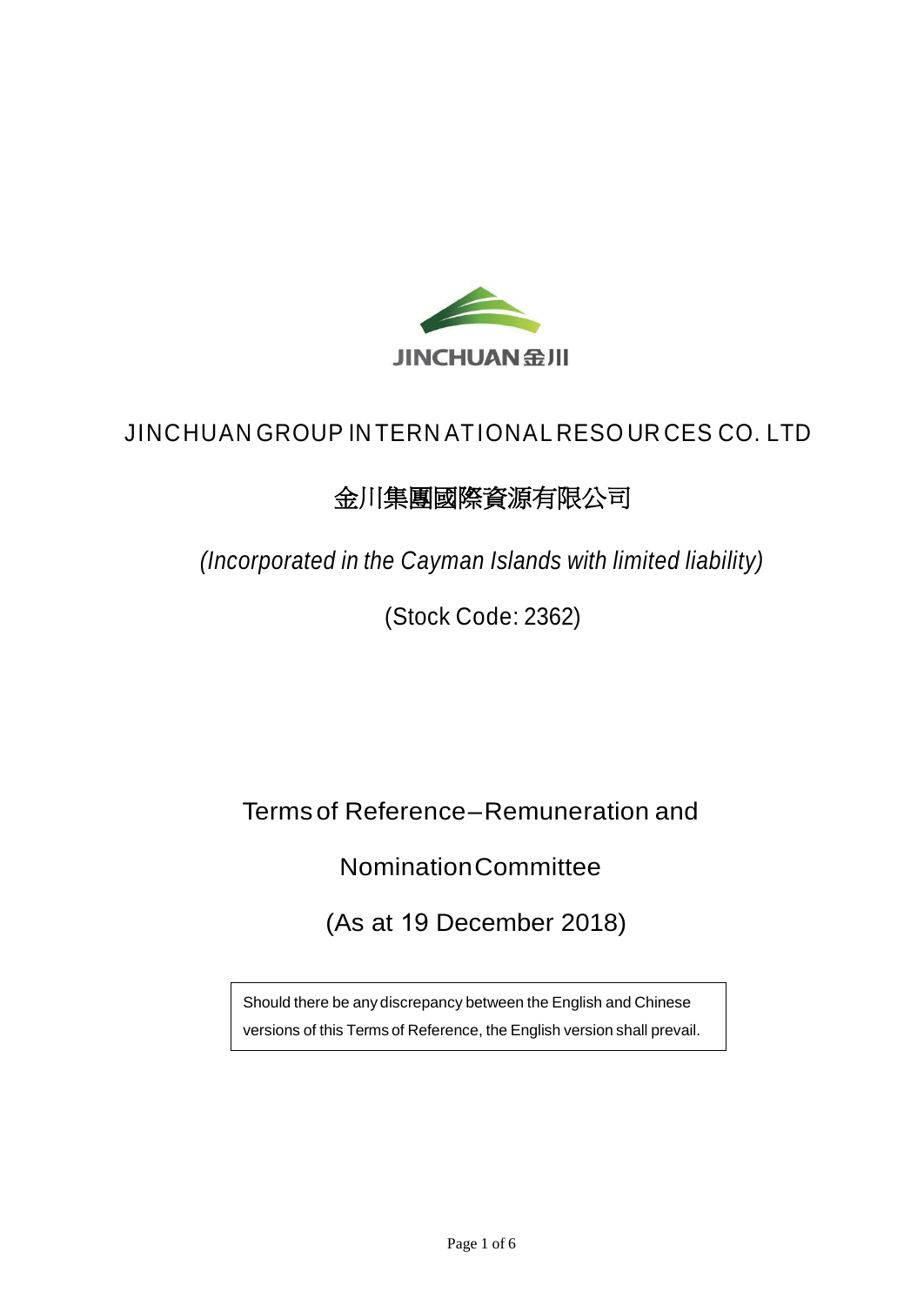JINCHUAN 金川

# JINCHUAN GROUP INTERNATIONAL RESOURCES CO. LTD

# 金川集團國際資源有限公司

*(Incorporated in the Cayman Islands with limited liability)*

(Stock Code: 2362)

## Terms of Reference – Remuneration and Nomination Committee

(As at 19 December 2018)

Should there be any discrepancy between the English and Chinese versions of this Terms of Reference, the English version shall prevail.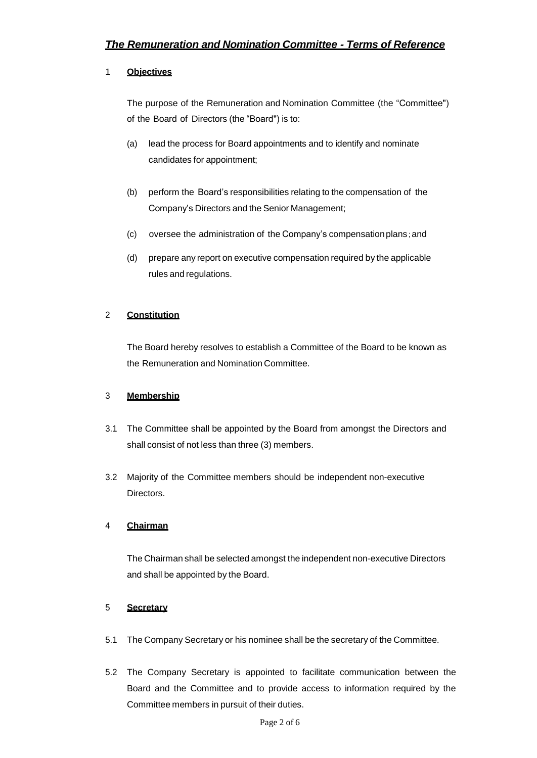## *The Remuneration and Nomination Committee - Terms of Reference*

### 1 **Objectives**

The purpose of the Remuneration and Nomination Committee (the "Committee") of the Board of Directors (the "Board") is to:

(a) lead the process for Board appointments and to identify and nominate candidates for appointment;

(b) perform the Board's responsibilities relating to the compensation of the Company's Directors and the Senior Management;

(c) oversee the administration of the Company's compensation plans ; and

(d) prepare any report on executive compensation required by the applicable rules and regulations.

### 2 **Constitution**

The Board hereby resolves to establish a Committee of the Board to be known as the Remuneration and Nomination Committee.

### 3 **Membership**

3.1 The Committee shall be appointed by the Board from amongst the Directors and shall consist of not less than three (3) members.

3.2 Majority of the Committee members should be independent non-executive Directors.

### 4 **Chairman**

The Chairman shall be selected amongst the independent non-executive Directors and shall be appointed by the Board.

### 5 **Secretary**

5.1 The Company Secretary or his nominee shall be the secretary of the Committee.

5.2 The Company Secretary is appointed to facilitate communication between the Board and the Committee and to provide access to information required by the Committee members in pursuit of their duties.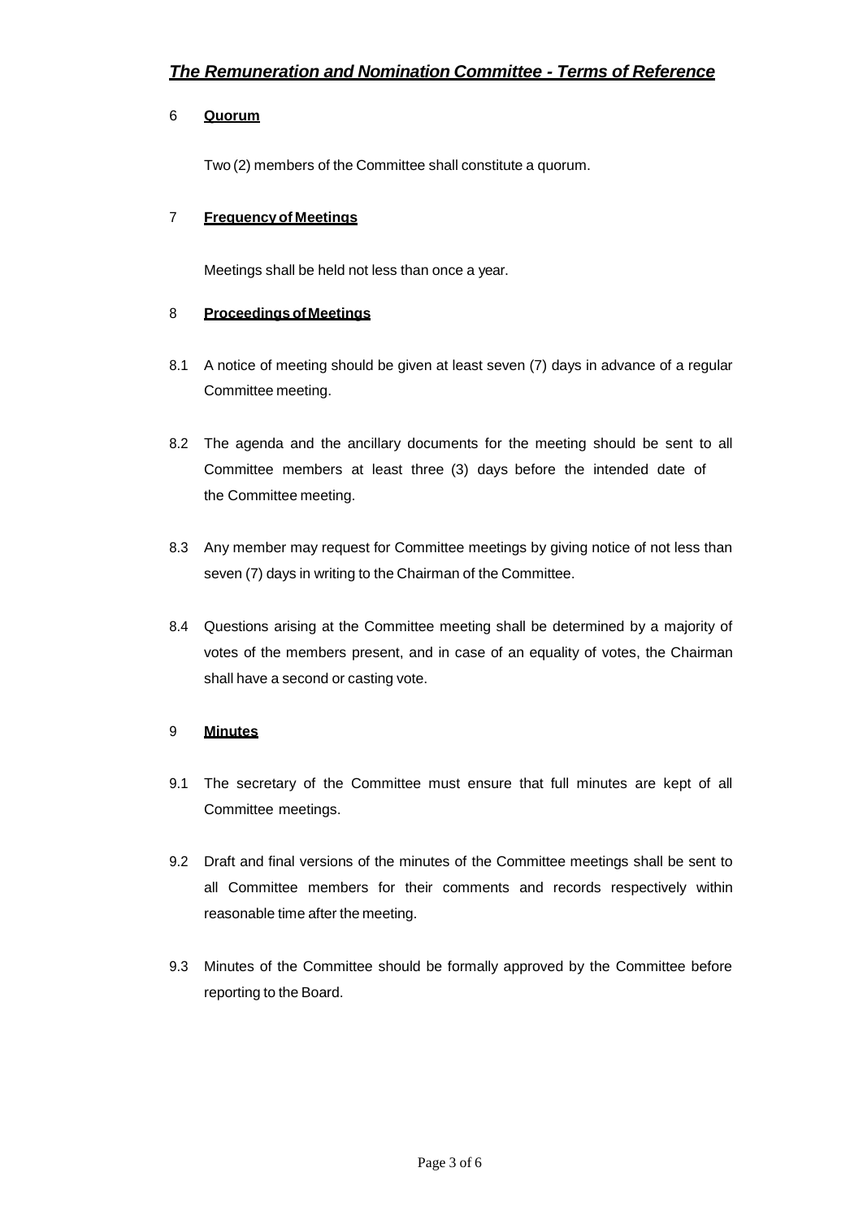## 6 **Quorum**

Two (2) members of the Committee shall constitute a quorum.

## 7 **Frequency of Meetings**

Meetings shall be held not less than once a year.

## 8 **Proceedings of Meetings**

8.1 A notice of meeting should be given at least seven (7) days in advance of a regular Committee meeting.

8.2 The agenda and the ancillary documents for the meeting should be sent to all Committee members at least three (3) days before the intended date of the Committee meeting.

8.3 Any member may request for Committee meetings by giving notice of not less than seven (7) days in writing to the Chairman of the Committee.

8.4 Questions arising at the Committee meeting shall be determined by a majority of votes of the members present, and in case of an equality of votes, the Chairman shall have a second or casting vote.

## 9 **Minutes**

9.1 The secretary of the Committee must ensure that full minutes are kept of all Committee meetings.

9.2 Draft and final versions of the minutes of the Committee meetings shall be sent to all Committee members for their comments and records respectively within reasonable time after the meeting.

9.3 Minutes of the Committee should be formally approved by the Committee before reporting to the Board.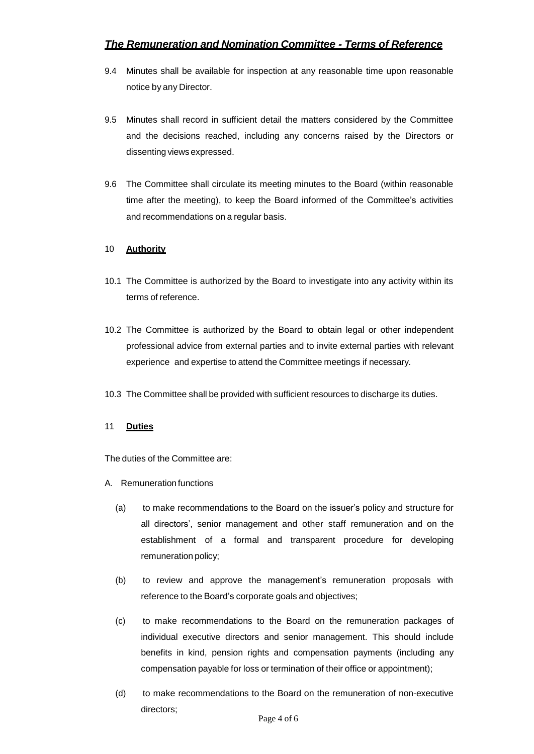*The Remuneration and Nomination Committee - Terms of Reference*

9.4 Minutes shall be available for inspection at any reasonable time upon reasonable notice by any Director.

9.5 Minutes shall record in sufficient detail the matters considered by the Committee and the decisions reached, including any concerns raised by the Directors or dissenting views expressed.

9.6 The Committee shall circulate its meeting minutes to the Board (within reasonable time after the meeting), to keep the Board informed of the Committee's activities and recommendations on a regular basis.

## 10 Authority

10.1 The Committee is authorized by the Board to investigate into any activity within its terms of reference.

10.2 The Committee is authorized by the Board to obtain legal or other independent professional advice from external parties and to invite external parties with relevant experience and expertise to attend the Committee meetings if necessary.

10.3 The Committee shall be provided with sufficient resources to discharge its duties.

## 11 Duties

The duties of the Committee are:

A. Remuneration functions

(a) to make recommendations to the Board on the issuer's policy and structure for all directors', senior management and other staff remuneration and on the establishment of a formal and transparent procedure for developing remuneration policy;

(b) to review and approve the management's remuneration proposals with reference to the Board's corporate goals and objectives;

(c) to make recommendations to the Board on the remuneration packages of individual executive directors and senior management. This should include benefits in kind, pension rights and compensation payments (including any compensation payable for loss or termination of their office or appointment);

(d) to make recommendations to the Board on the remuneration of non-executive directors;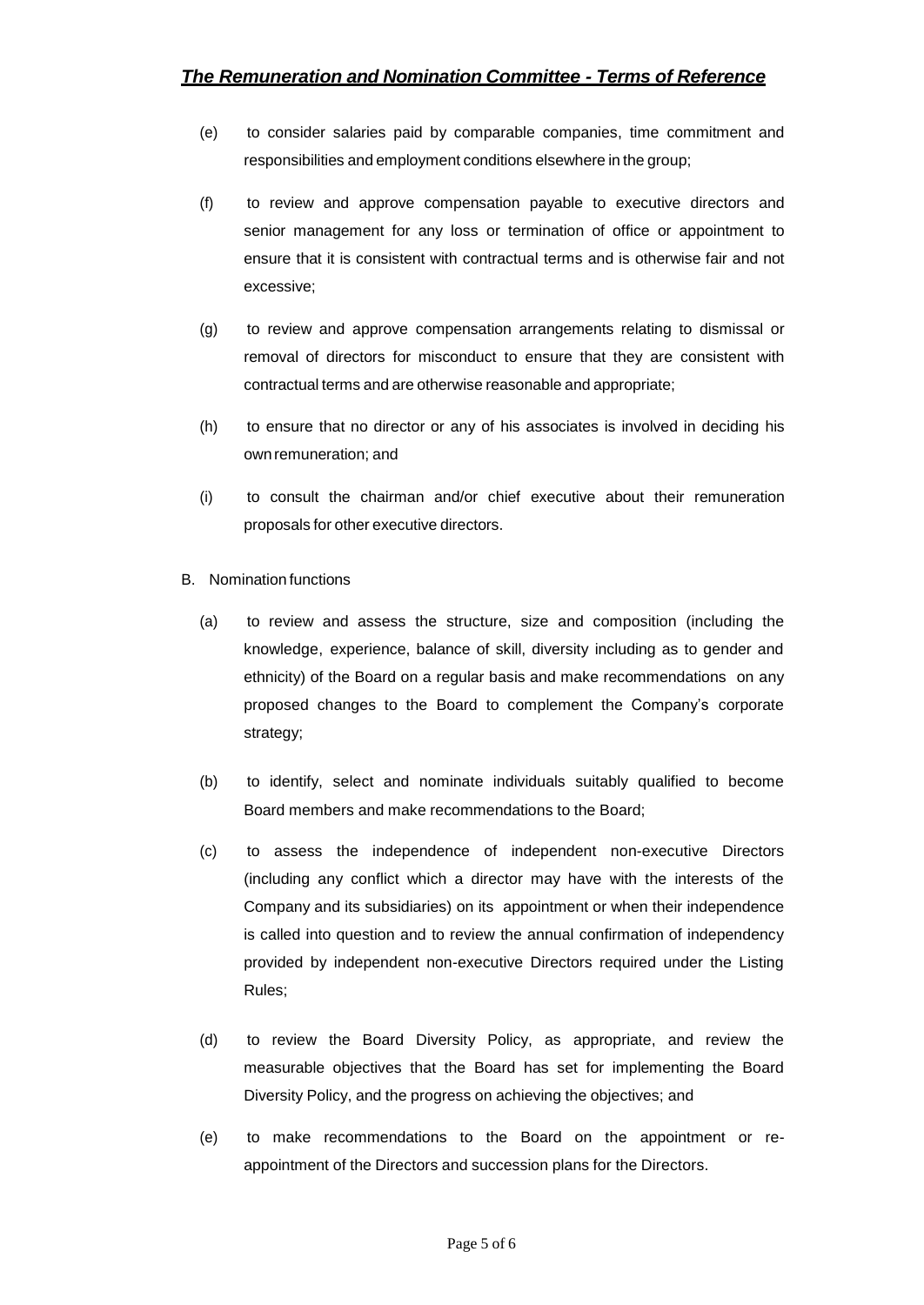(e) to consider salaries paid by comparable companies, time commitment and responsibilities and employment conditions elsewhere in the group;

(f) to review and approve compensation payable to executive directors and senior management for any loss or termination of office or appointment to ensure that it is consistent with contractual terms and is otherwise fair and not excessive;

(g) to review and approve compensation arrangements relating to dismissal or removal of directors for misconduct to ensure that they are consistent with contractual terms and are otherwise reasonable and appropriate;

(h) to ensure that no director or any of his associates is involved in deciding his own remuneration; and

(i) to consult the chairman and/or chief executive about their remuneration proposals for other executive directors.

B. Nomination functions

(a) to review and assess the structure, size and composition (including the knowledge, experience, balance of skill, diversity including as to gender and ethnicity) of the Board on a regular basis and make recommendations on any proposed changes to the Board to complement the Company's corporate strategy;

(b) to identify, select and nominate individuals suitably qualified to become Board members and make recommendations to the Board;

(c) to assess the independence of independent non-executive Directors (including any conflict which a director may have with the interests of the Company and its subsidiaries) on its appointment or when their independence is called into question and to review the annual confirmation of independency provided by independent non-executive Directors required under the Listing Rules;

(d) to review the Board Diversity Policy, as appropriate, and review the measurable objectives that the Board has set for implementing the Board Diversity Policy, and the progress on achieving the objectives; and

(e) to make recommendations to the Board on the appointment or re-appointment of the Directors and succession plans for the Directors.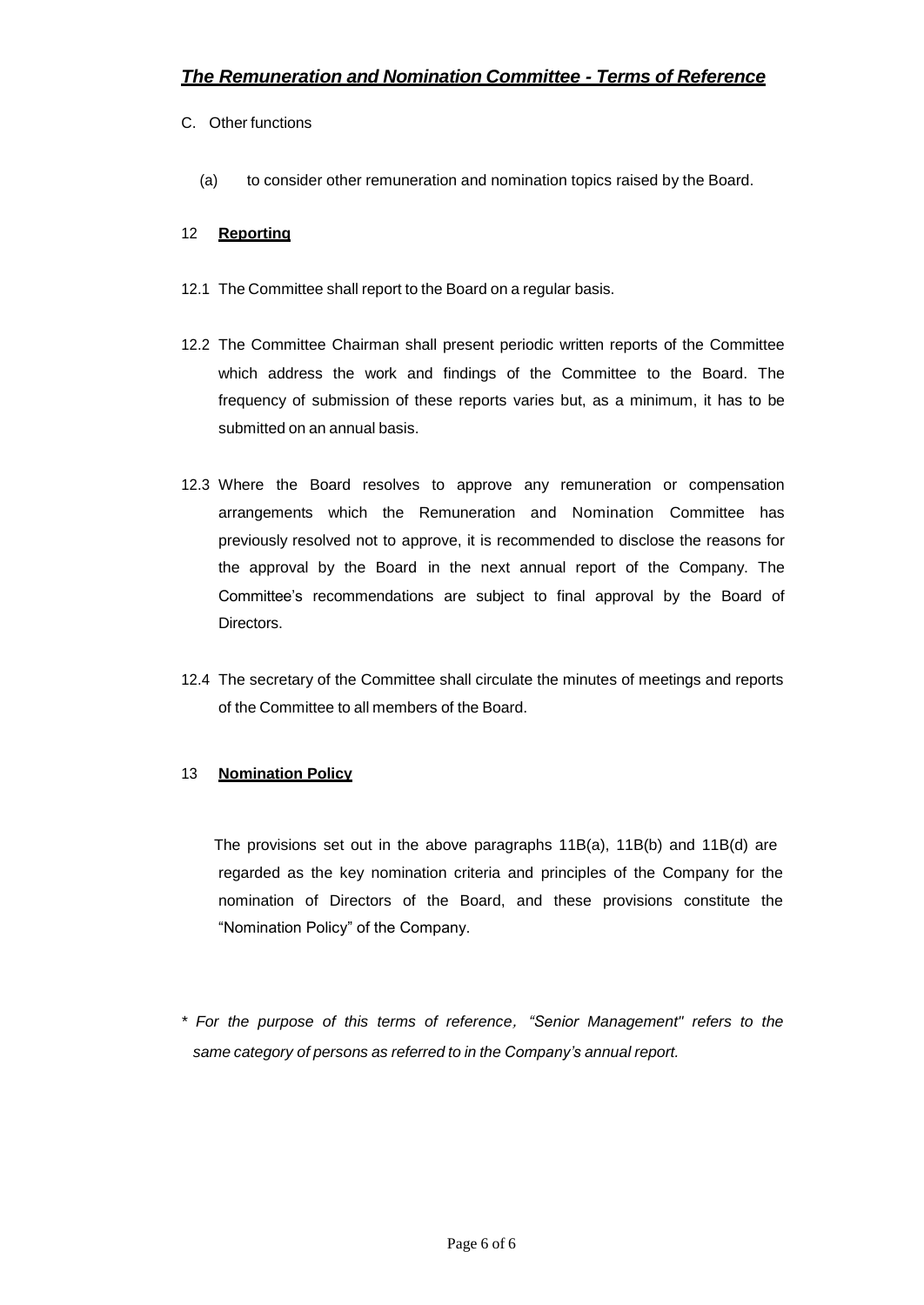C. Other functions

(a) to consider other remuneration and nomination topics raised by the Board.

## 12 **Reporting**

12.1 The Committee shall report to the Board on a regular basis.

12.2 The Committee Chairman shall present periodic written reports of the Committee which address the work and findings of the Committee to the Board. The frequency of submission of these reports varies but, as a minimum, it has to be submitted on an annual basis.

12.3 Where the Board resolves to approve any remuneration or compensation arrangements which the Remuneration and Nomination Committee has previously resolved not to approve, it is recommended to disclose the reasons for the approval by the Board in the next annual report of the Company. The Committee's recommendations are subject to final approval by the Board of Directors.

12.4 The secretary of the Committee shall circulate the minutes of meetings and reports of the Committee to all members of the Board.

## 13 **Nomination Policy**

The provisions set out in the above paragraphs 11B(a), 11B(b) and 11B(d) are regarded as the key nomination criteria and principles of the Company for the nomination of Directors of the Board, and these provisions constitute the "Nomination Policy" of the Company.

*\* For the purpose of this terms of reference, "Senior Management" refers to the same category of persons as referred to in the Company's annual report.*